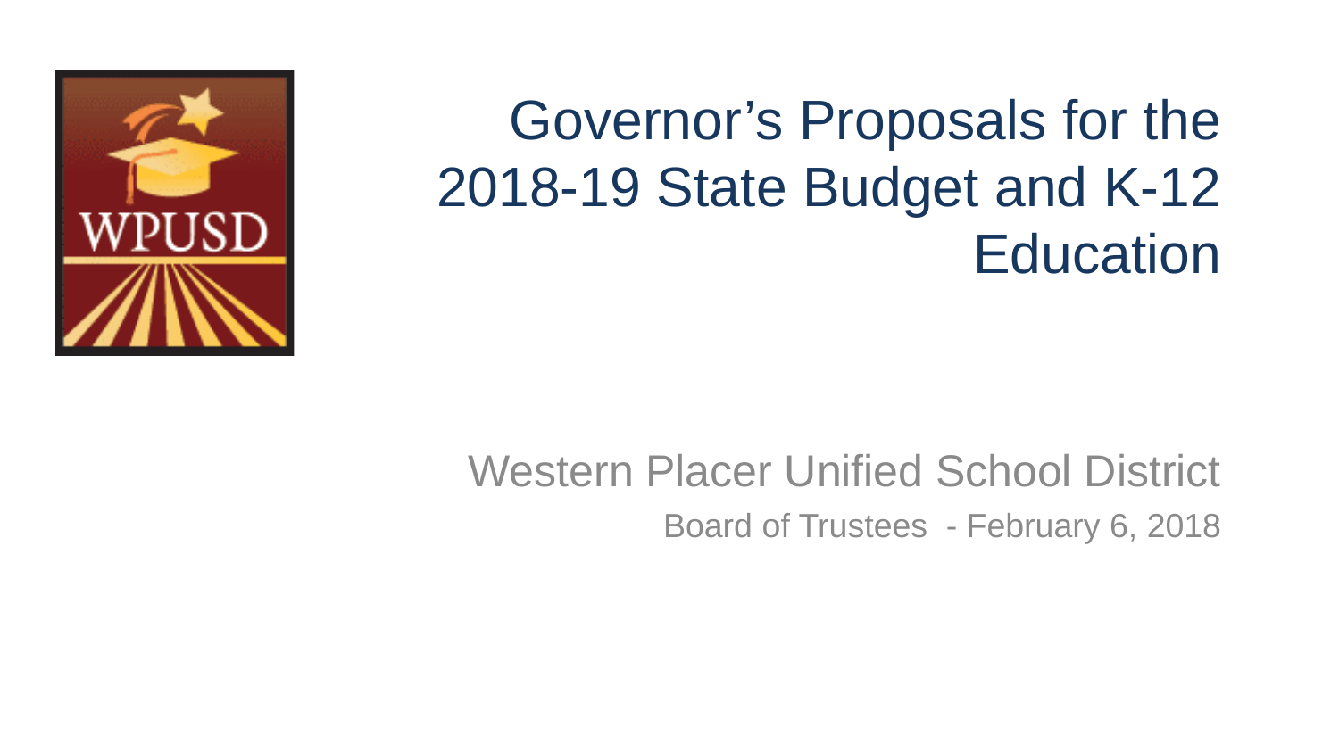# Governor's Proposals for the 2018-19 State Budget and K-12 Education

Western Placer Unified School District

Board of Trustees - February 6, 2018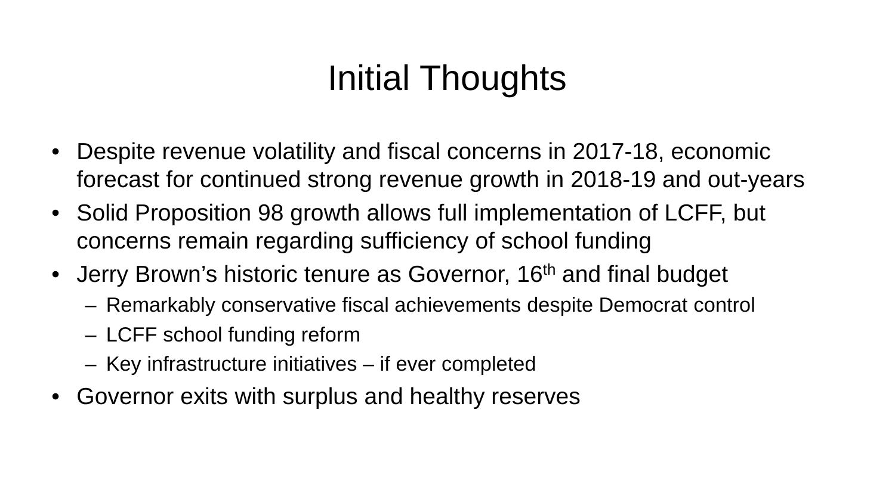# Initial Thoughts

- Despite revenue volatility and fiscal concerns in 2017-18, economic forecast for continued strong revenue growth in 2018-19 and out-years
- Solid Proposition 98 growth allows full implementation of LCFF, but concerns remain regarding sufficiency of school funding
- Jerry Brown's historic tenure as Governor, $16^{th}$ and final budget
  - Remarkably conservative fiscal achievements despite Democrat control
  - LCFF school funding reform
  - Key infrastructure initiatives – if ever completed
- Governor exits with surplus and healthy reserves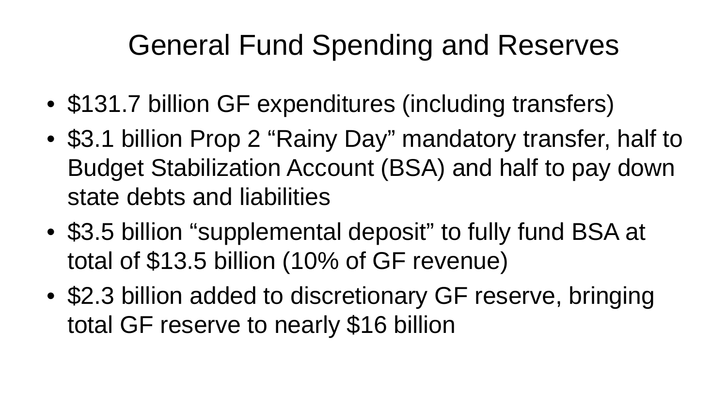# General Fund Spending and Reserves

- $131.7 billion GF expenditures (including transfers)
- $3.1 billion Prop 2 “Rainy Day” mandatory transfer, half to Budget Stabilization Account (BSA) and half to pay down state debts and liabilities
- $3.5 billion “supplemental deposit” to fully fund BSA at total of $13.5 billion (10% of GF revenue)
- $2.3 billion added to discretionary GF reserve, bringing total GF reserve to nearly $16 billion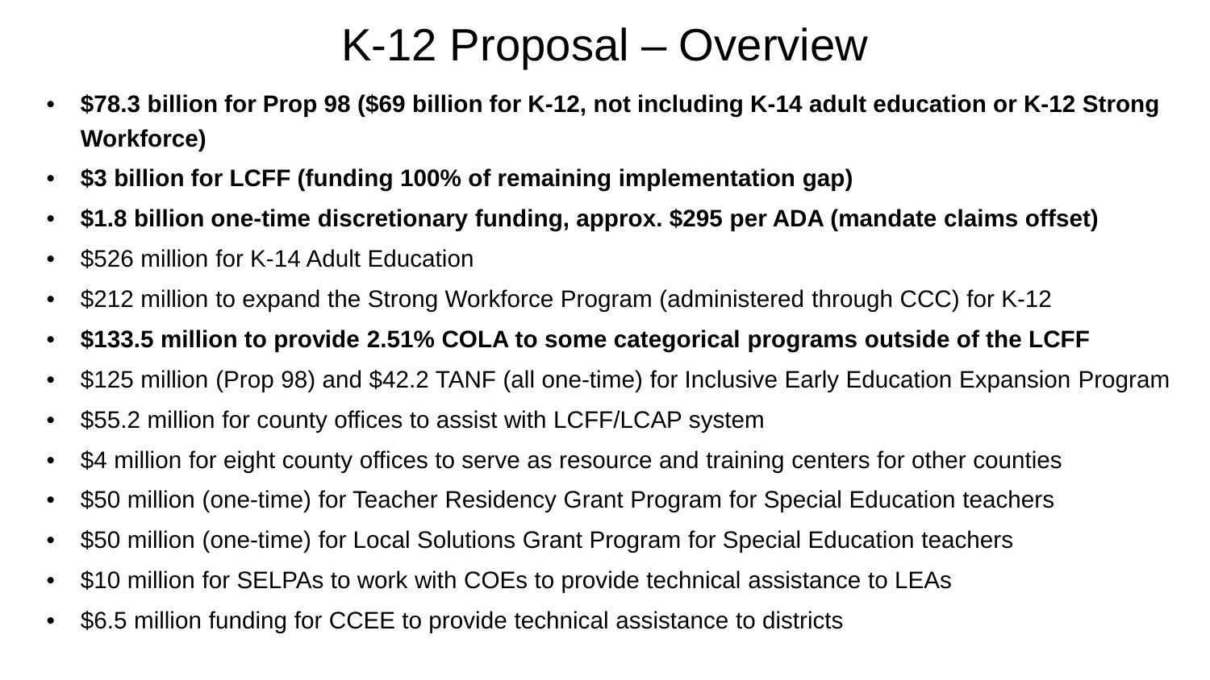# K-12 Proposal – Overview

- **$78.3 billion for Prop 98 ($69 billion for K-12, not including K-14 adult education or K-12 Strong Workforce)**
- **$3 billion for LCFF (funding 100% of remaining implementation gap)**
- **$1.8 billion one-time discretionary funding, approx. $295 per ADA (mandate claims offset)**
- $526 million for K-14 Adult Education
- $212 million to expand the Strong Workforce Program (administered through CCC) for K-12
- **$133.5 million to provide 2.51% COLA to some categorical programs outside of the LCFF**
- $125 million (Prop 98) and $42.2 TANF (all one-time) for Inclusive Early Education Expansion Program
- $55.2 million for county offices to assist with LCFF/LCAP system
- $4 million for eight county offices to serve as resource and training centers for other counties
- $50 million (one-time) for Teacher Residency Grant Program for Special Education teachers
- $50 million (one-time) for Local Solutions Grant Program for Special Education teachers
- $10 million for SELPAs to work with COEs to provide technical assistance to LEAs
- $6.5 million funding for CCEE to provide technical assistance to districts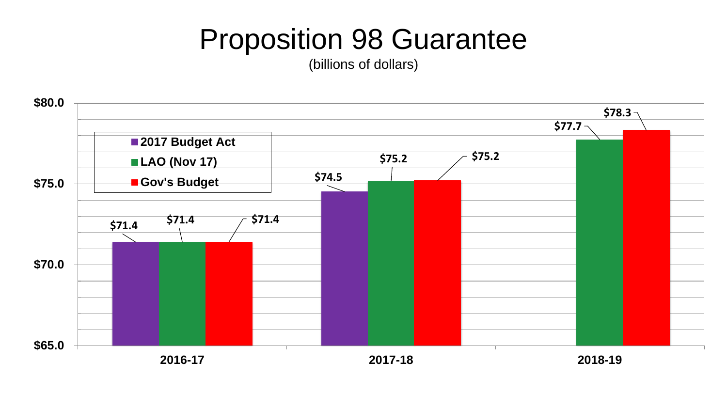# Proposition 98 Guarantee

(billions of dollars)

| | 2017 Budget Act | LAO (Nov 17) | Gov's Budget |
|---|---|---|---|
| 2016-17 | $71.4 | $71.4 | $71.4 |
| 2017-18 | $74.5 | $75.2 | $75.2 |
| 2018-19 | | $77.7 | $78.3 |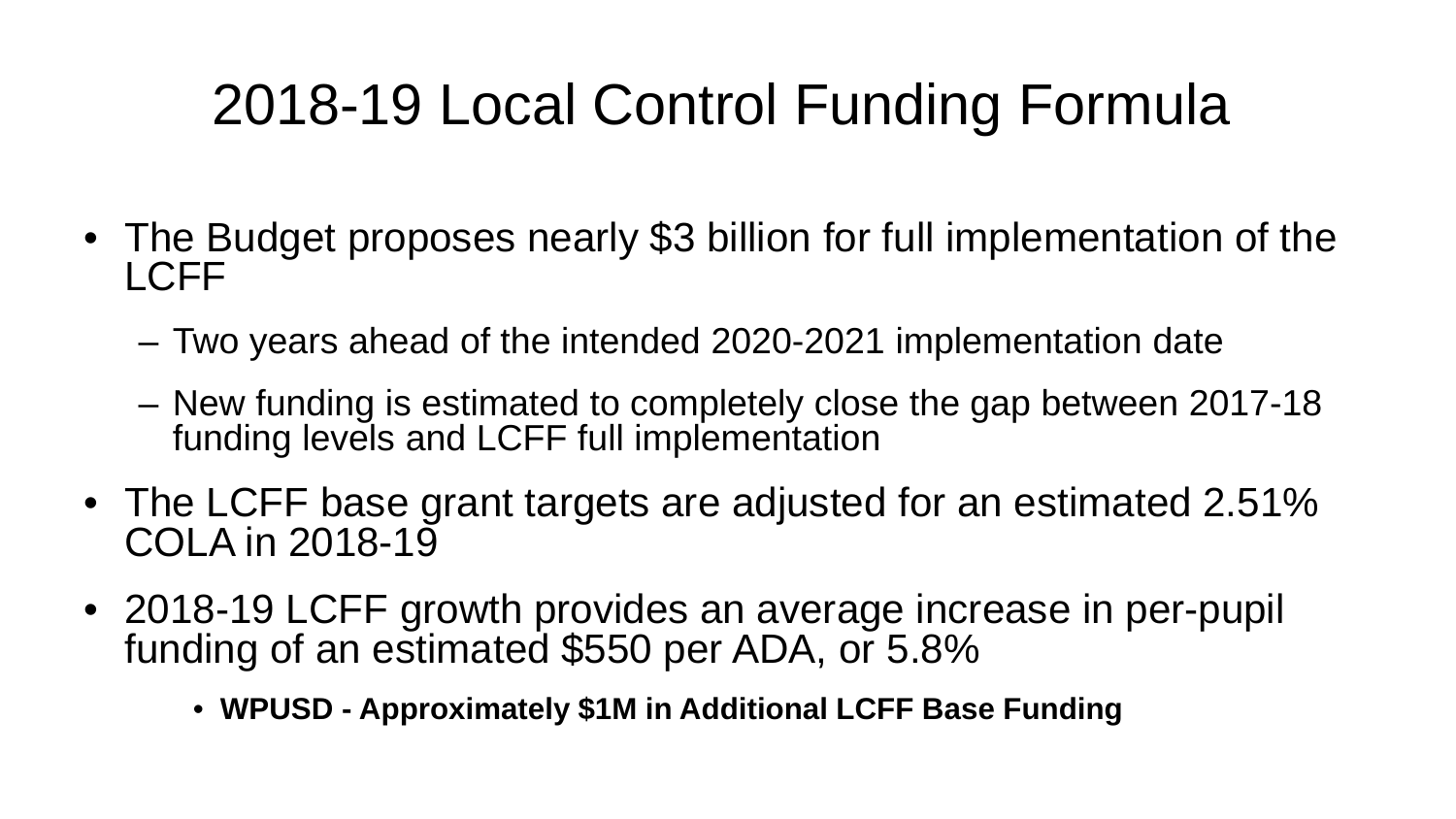# 2018-19 Local Control Funding Formula

- The Budget proposes nearly $3 billion for full implementation of the LCFF
  - Two years ahead of the intended 2020-2021 implementation date
  - New funding is estimated to completely close the gap between 2017-18 funding levels and LCFF full implementation
- The LCFF base grant targets are adjusted for an estimated 2.51% COLA in 2018-19
- 2018-19 LCFF growth provides an average increase in per-pupil funding of an estimated $550 per ADA, or 5.8%
    - **WPUSD - Approximately $1M in Additional LCFF Base Funding**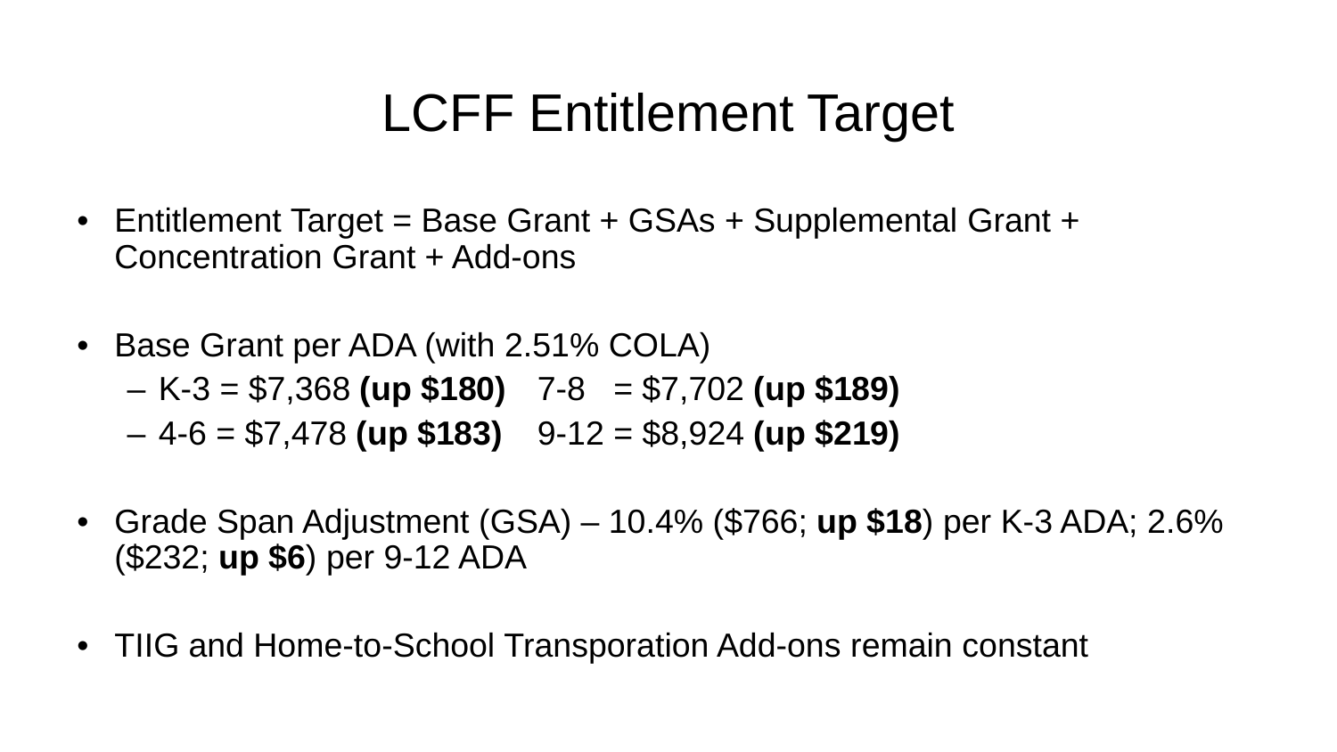# LCFF Entitlement Target

- Entitlement Target = Base Grant + GSAs + Supplemental Grant + Concentration Grant + Add-ons

- Base Grant per ADA (with 2.51% COLA)
  - K-3 = $7,368 **(up $180)** 7-8 = $7,702 **(up $189)**
  - 4-6 = $7,478 **(up $183)** 9-12 = $8,924 **(up $219)**

- Grade Span Adjustment (GSA) – 10.4% ($766; **up $18**) per K-3 ADA; 2.6% ($232; **up $6**) per 9-12 ADA

- TIIG and Home-to-School Transporation Add-ons remain constant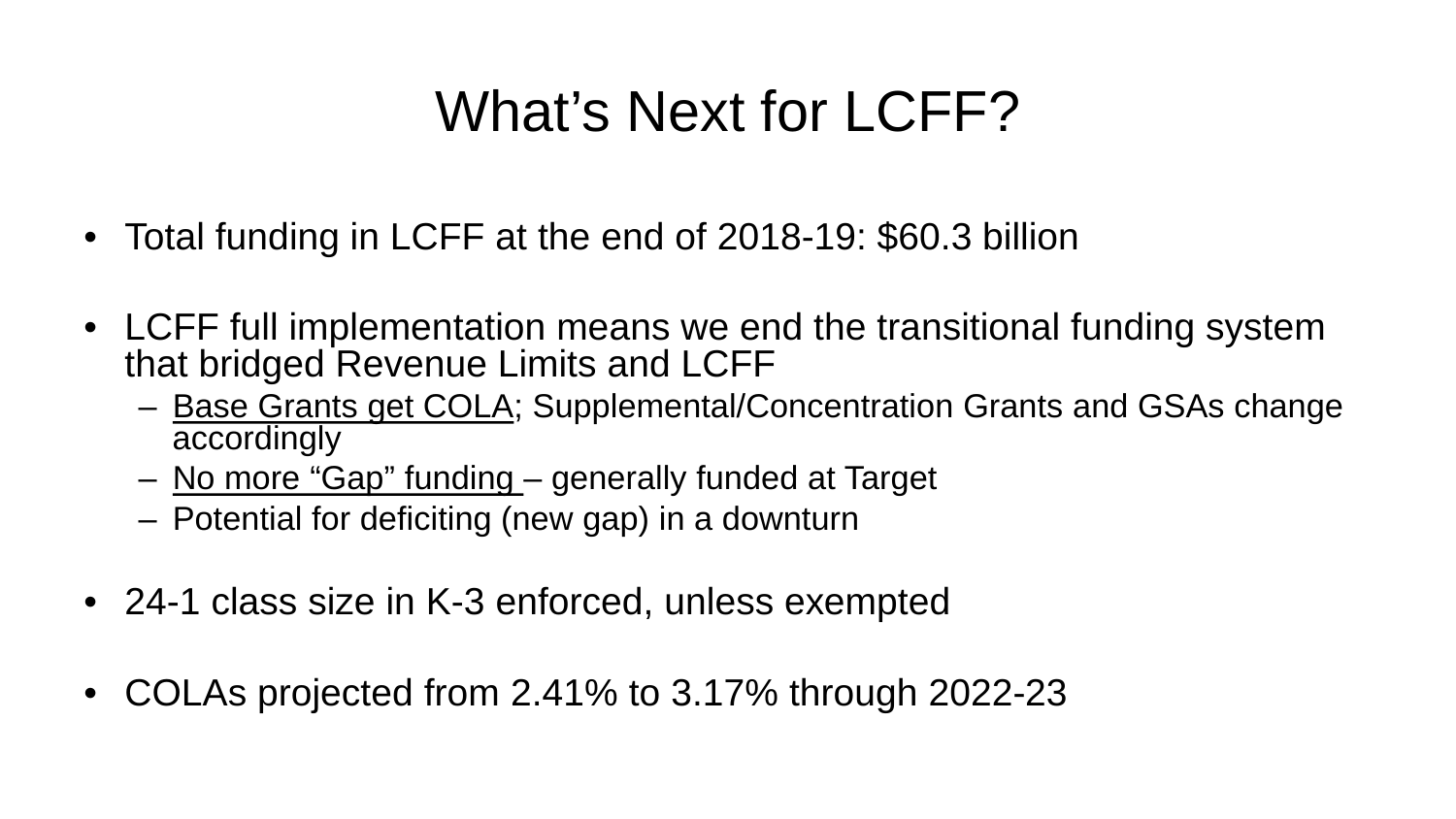# What's Next for LCFF?

- Total funding in LCFF at the end of 2018-19: $60.3 billion

- LCFF full implementation means we end the transitional funding system that bridged Revenue Limits and LCFF
  - <u>Base Grants get COLA</u>; Supplemental/Concentration Grants and GSAs change accordingly
  - <u>No more "Gap" funding</u> – generally funded at Target
  - Potential for deficiting (new gap) in a downturn

- 24-1 class size in K-3 enforced, unless exempted

- COLAs projected from 2.41% to 3.17% through 2022-23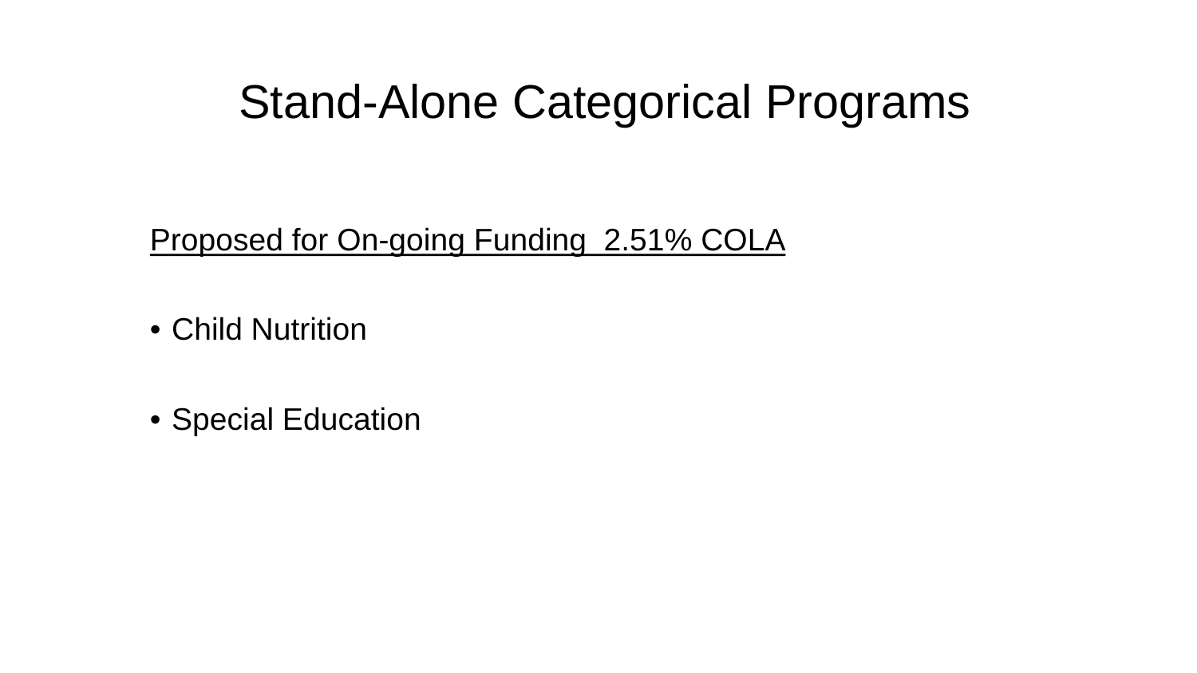# Stand-Alone Categorical Programs

<u>Proposed for On-going Funding  2.51% COLA</u>

- Child Nutrition
- Special Education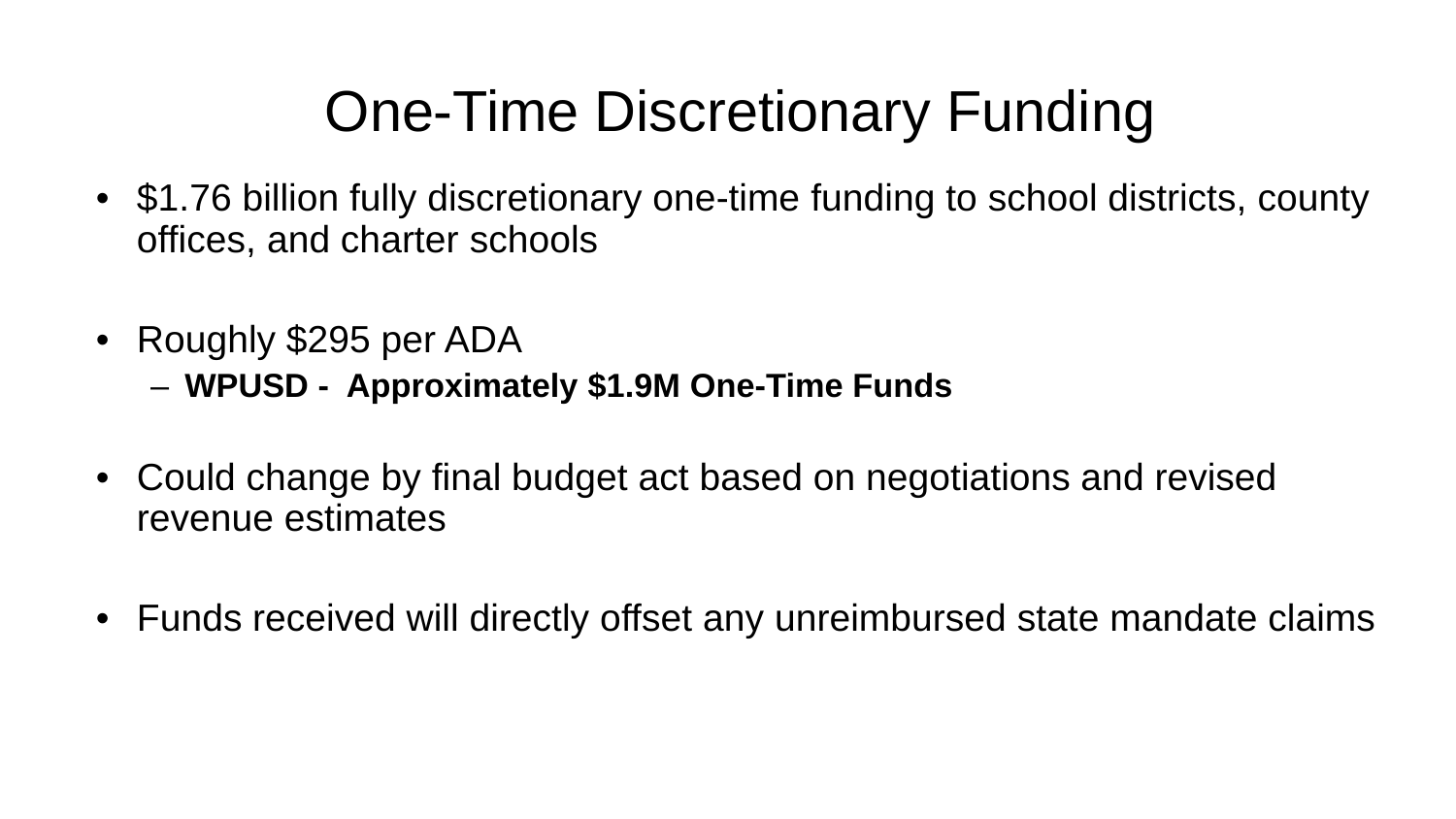# One-Time Discretionary Funding

- $1.76 billion fully discretionary one-time funding to school districts, county offices, and charter schools

- Roughly $295 per ADA
  - **WPUSD - Approximately $1.9M One-Time Funds**

- Could change by final budget act based on negotiations and revised revenue estimates

- Funds received will directly offset any unreimbursed state mandate claims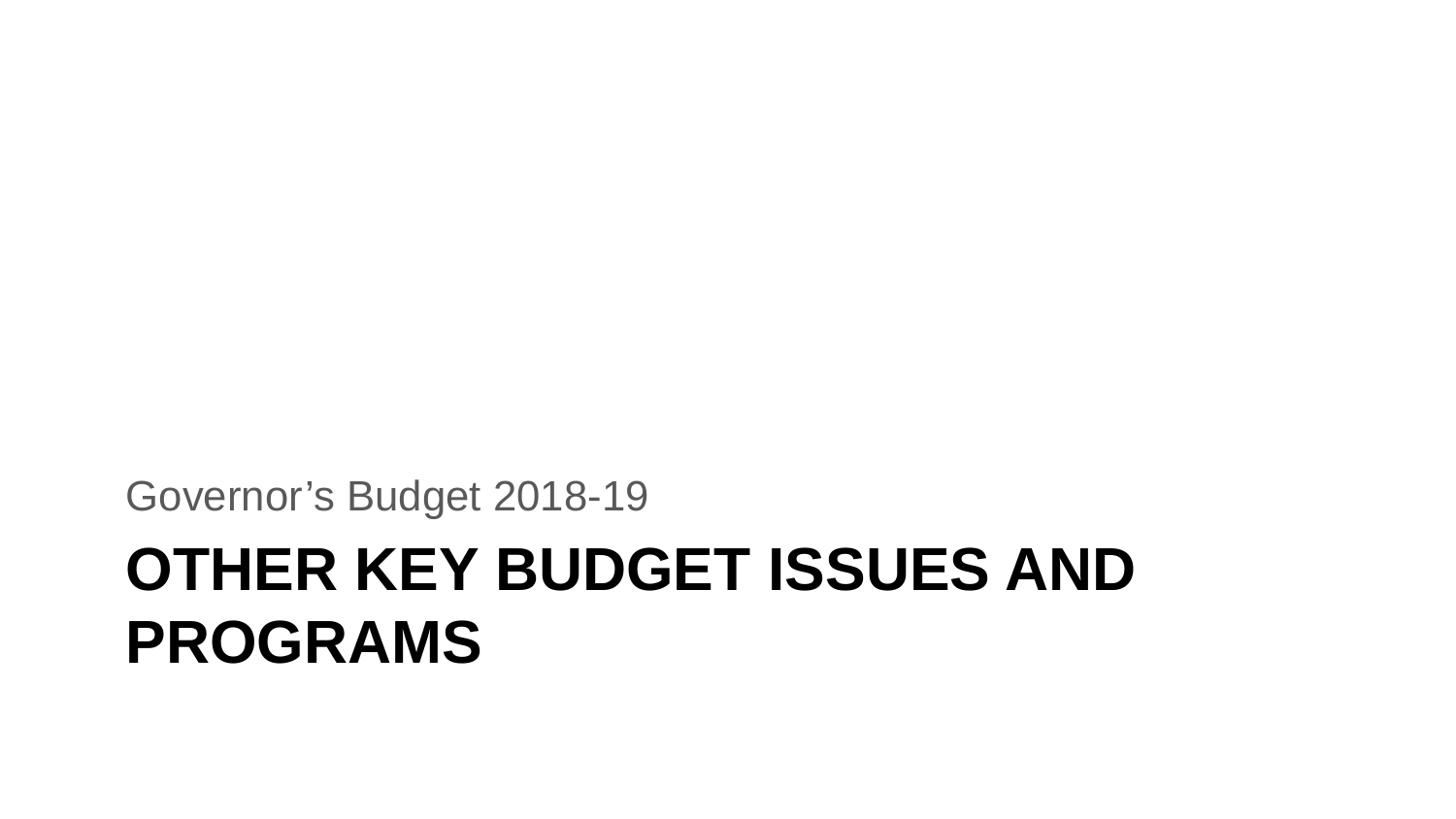Governor’s Budget 2018-19

# OTHER KEY BUDGET ISSUES AND PROGRAMS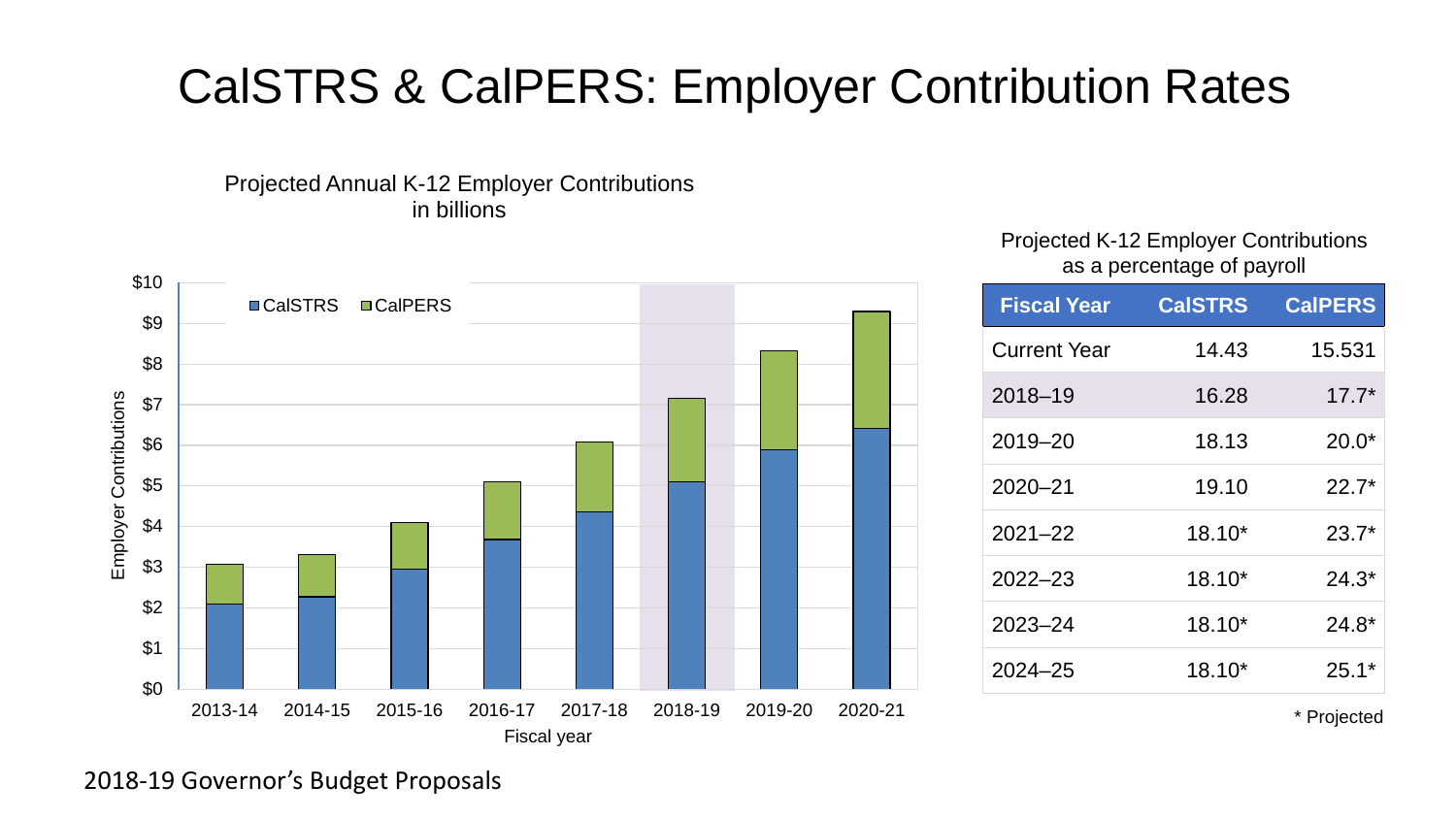# CalSTRS & CalPERS: Employer Contribution Rates

Projected Annual K-12 Employer Contributions in billions

Projected K-12 Employer Contributions as a percentage of payroll

| Fiscal Year | CalSTRS | CalPERS |
| --- | --- | --- |
| Current Year | 14.43 | 15.531 |
| 2018–19 | 16.28 | 17.7* |
| 2019–20 | 18.13 | 20.0* |
| 2020–21 | 19.10 | 22.7* |
| 2021–22 | 18.10* | 23.7* |
| 2022–23 | 18.10* | 24.3* |
| 2023–24 | 18.10* | 24.8* |
| 2024–25 | 18.10* | 25.1* |

* Projected

2018-19 Governor's Budget Proposals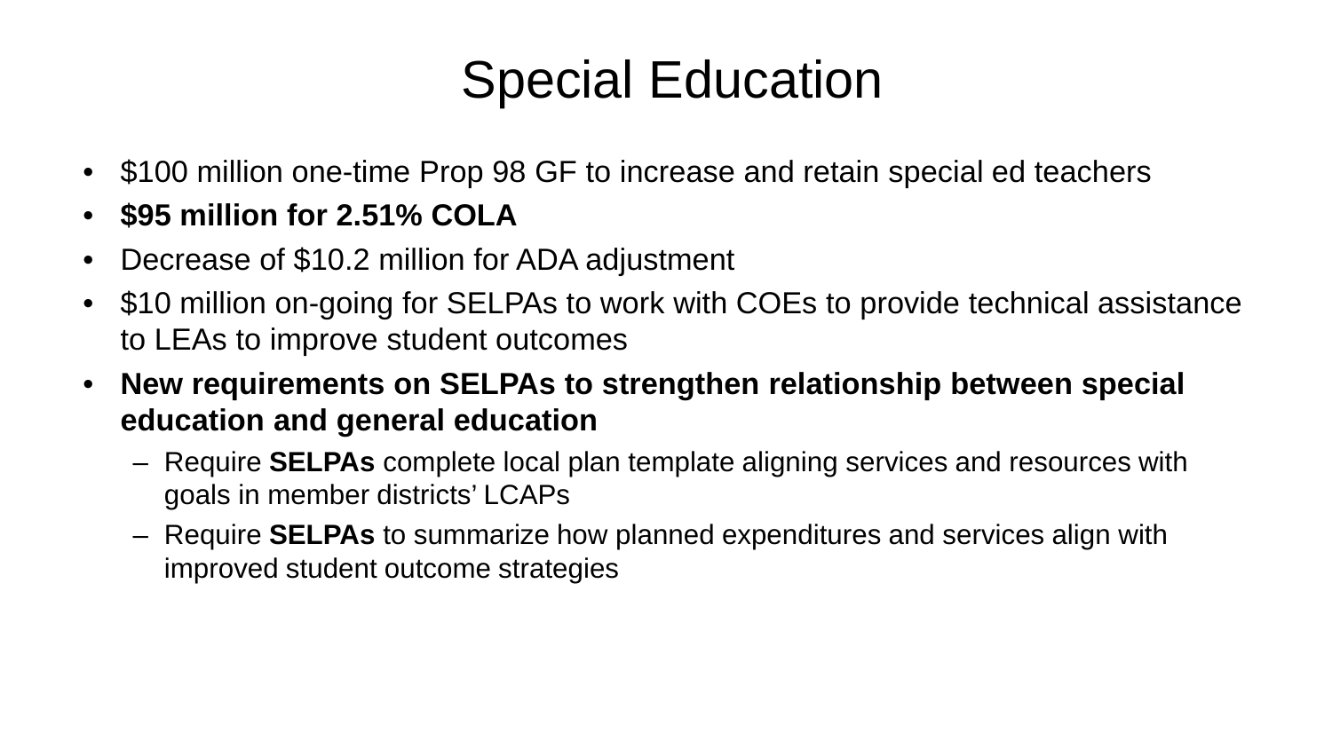# Special Education

- $100 million one-time Prop 98 GF to increase and retain special ed teachers
- **$95 million for 2.51% COLA**
- Decrease of $10.2 million for ADA adjustment
- $10 million on-going for SELPAs to work with COEs to provide technical assistance to LEAs to improve student outcomes
- **New requirements on SELPAs to strengthen relationship between special education and general education**
  - Require **SELPAs** complete local plan template aligning services and resources with goals in member districts' LCAPs
  - Require **SELPAs** to summarize how planned expenditures and services align with improved student outcome strategies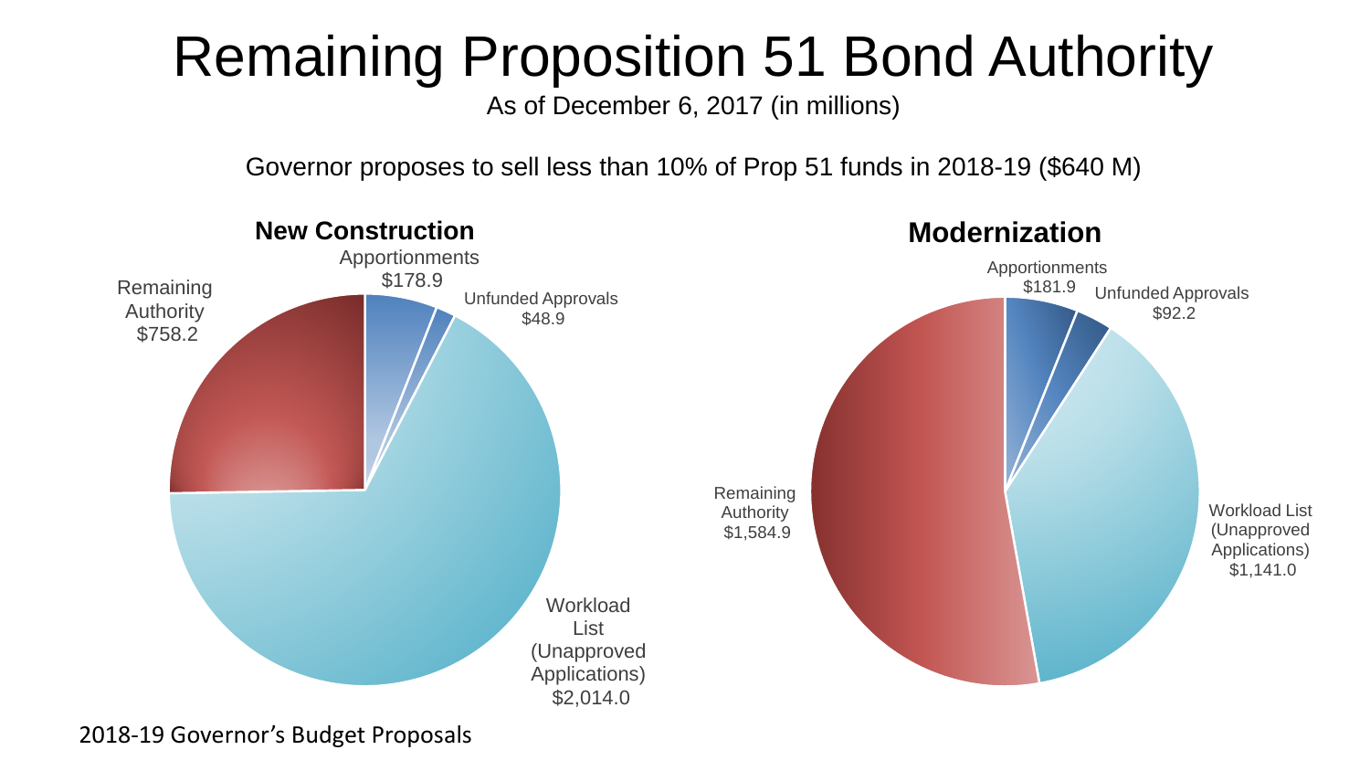# Remaining Proposition 51 Bond Authority

As of December 6, 2017 (in millions)

Governor proposes to sell less than 10% of Prop 51 funds in 2018-19 ($640 M)

### New Construction

| Category | Amount |
| --- | --- |
| Apportionments | $178.9 |
| Unfunded Approvals | $48.9 |
| Workload List (Unapproved Applications) | $2,014.0 |
| Remaining Authority | $758.2 |

### Modernization

| Category | Amount |
| --- | --- |
| Apportionments | $181.9 |
| Unfunded Approvals | $92.2 |
| Workload List (Unapproved Applications) | $1,141.0 |
| Remaining Authority | $1,584.9 |

2018-19 Governor's Budget Proposals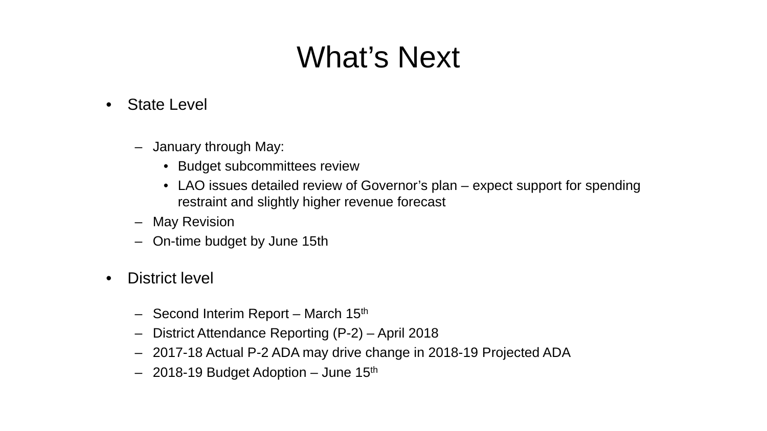# What's Next

- State Level
  - January through May:
    - Budget subcommittees review
    - LAO issues detailed review of Governor's plan – expect support for spending restraint and slightly higher revenue forecast
  - May Revision
  - On-time budget by June 15th
- District level
  - Second Interim Report – March 15th
  - District Attendance Reporting (P-2) – April 2018
  - 2017-18 Actual P-2 ADA may drive change in 2018-19 Projected ADA
  - 2018-19 Budget Adoption – June 15th